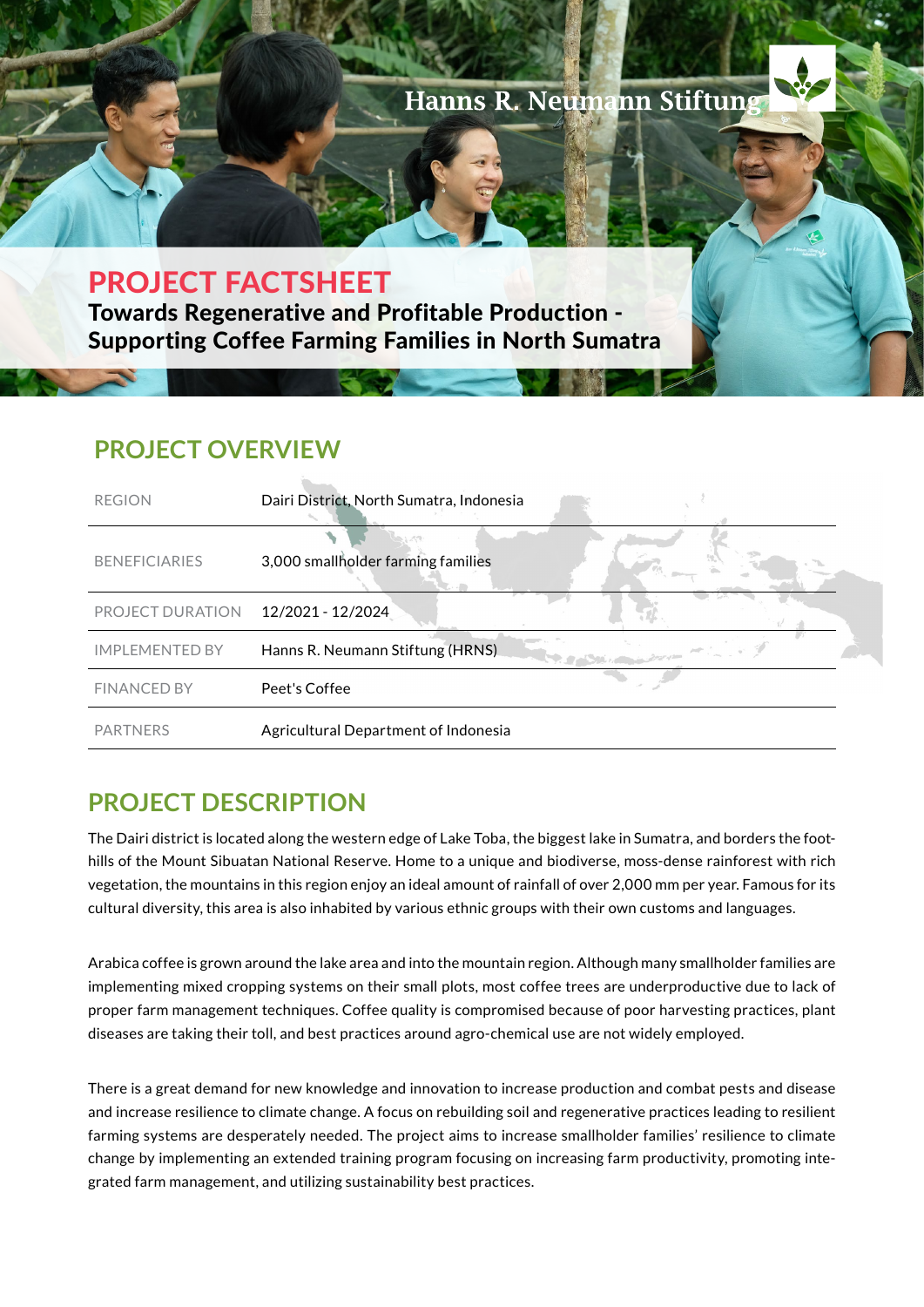Hanns R. Neumann Stiftung

# PROJECT FACTSHEET

**Towards Regenerative and Profitable Production - Supporting Coffee Farming Families in North Sumatra**

## PROJECT OVERVIEW

| | |
|---|---|
| REGION | Dairi District, North Sumatra, Indonesia |
| BENEFICIARIES | 3,000 smallholder farming families |
| PROJECT DURATION | 12/2021 - 12/2024 |
| IMPLEMENTED BY | Hanns R. Neumann Stiftung (HRNS) |
| FINANCED BY | Peet's Coffee |
| PARTNERS | Agricultural Department of Indonesia |

## PROJECT DESCRIPTION

The Dairi district is located along the western edge of Lake Toba, the biggest lake in Sumatra, and borders the foothills of the Mount Sibuatan National Reserve. Home to a unique and biodiverse, moss-dense rainforest with rich vegetation, the mountains in this region enjoy an ideal amount of rainfall of over 2,000 mm per year. Famous for its cultural diversity, this area is also inhabited by various ethnic groups with their own customs and languages.

Arabica coffee is grown around the lake area and into the mountain region. Although many smallholder families are implementing mixed cropping systems on their small plots, most coffee trees are underproductive due to lack of proper farm management techniques. Coffee quality is compromised because of poor harvesting practices, plant diseases are taking their toll, and best practices around agro-chemical use are not widely employed.

There is a great demand for new knowledge and innovation to increase production and combat pests and disease and increase resilience to climate change. A focus on rebuilding soil and regenerative practices leading to resilient farming systems are desperately needed. The project aims to increase smallholder families' resilience to climate change by implementing an extended training program focusing on increasing farm productivity, promoting integrated farm management, and utilizing sustainability best practices.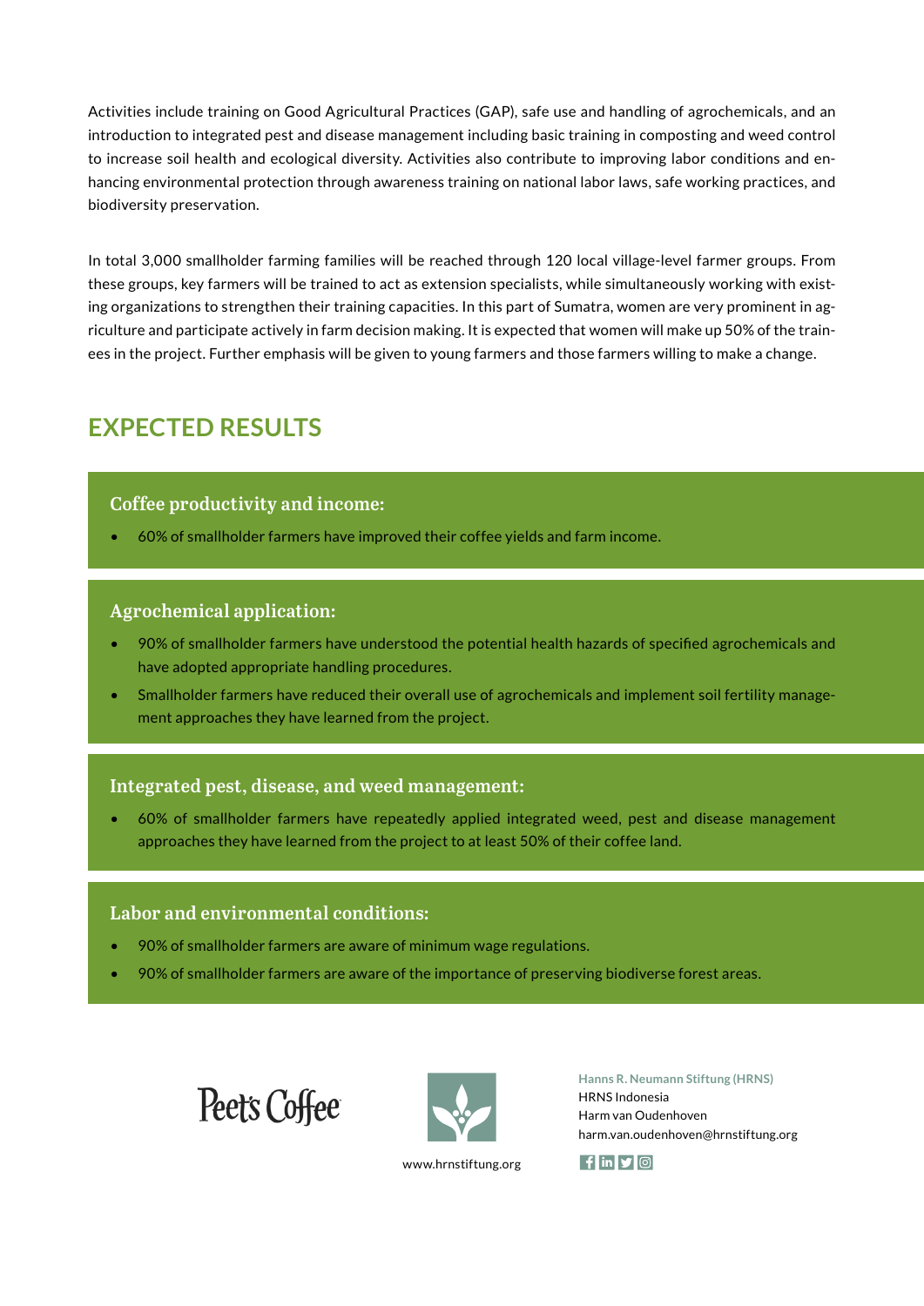Activities include training on Good Agricultural Practices (GAP), safe use and handling of agrochemicals, and an introduction to integrated pest and disease management including basic training in composting and weed control to increase soil health and ecological diversity. Activities also contribute to improving labor conditions and enhancing environmental protection through awareness training on national labor laws, safe working practices, and biodiversity preservation.

In total 3,000 smallholder farming families will be reached through 120 local village-level farmer groups. From these groups, key farmers will be trained to act as extension specialists, while simultaneously working with existing organizations to strengthen their training capacities. In this part of Sumatra, women are very prominent in agriculture and participate actively in farm decision making. It is expected that women will make up 50% of the trainees in the project. Further emphasis will be given to young farmers and those farmers willing to make a change.

## EXPECTED RESULTS

### Coffee productivity and income:

- 60% of smallholder farmers have improved their coffee yields and farm income.

### Agrochemical application:

- 90% of smallholder farmers have understood the potential health hazards of specified agrochemicals and have adopted appropriate handling procedures.
- Smallholder farmers have reduced their overall use of agrochemicals and implement soil fertility management approaches they have learned from the project.

### Integrated pest, disease, and weed management:

- 60% of smallholder farmers have repeatedly applied integrated weed, pest and disease management approaches they have learned from the project to at least 50% of their coffee land.

### Labor and environmental conditions:

- 90% of smallholder farmers are aware of minimum wage regulations.
- 90% of smallholder farmers are aware of the importance of preserving biodiverse forest areas.

Peet's Coffee

www.hrnstiftung.org

**Hanns R. Neumann Stiftung (HRNS)**
HRNS Indonesia
Harm van Oudenhoven
harm.van.oudenhoven@hrnstiftung.org